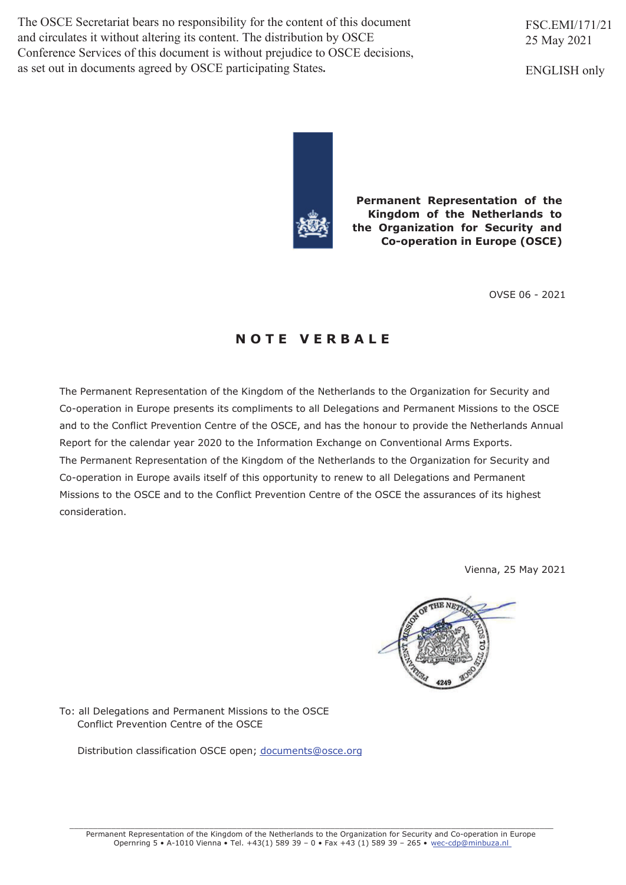The OSCE Secretariat bears no responsibility for the content of this document and circulates it without altering its content. The distribution by OSCE Conference Services of this document is without prejudice to OSCE decisions, as set out in documents agreed by OSCE participating States.

FSC.EMI/171/21
25 May 2021

ENGLISH only

**Permanent Representation of the Kingdom of the Netherlands to the Organization for Security and Co-operation in Europe (OSCE)**

OVSE 06 - 2021

# NOTE VERBALE

The Permanent Representation of the Kingdom of the Netherlands to the Organization for Security and Co-operation in Europe presents its compliments to all Delegations and Permanent Missions to the OSCE and to the Conflict Prevention Centre of the OSCE, and has the honour to provide the Netherlands Annual Report for the calendar year 2020 to the Information Exchange on Conventional Arms Exports.

The Permanent Representation of the Kingdom of the Netherlands to the Organization for Security and Co-operation in Europe avails itself of this opportunity to renew to all Delegations and Permanent Missions to the OSCE and to the Conflict Prevention Centre of the OSCE the assurances of its highest consideration.

Vienna, 25 May 2021

To: all Delegations and Permanent Missions to the OSCE
Conflict Prevention Centre of the OSCE

Distribution classification OSCE open; documents@osce.org

Permanent Representation of the Kingdom of the Netherlands to the Organization for Security and Co-operation in Europe
Opernring 5 • A-1010 Vienna • Tel. +43(1) 589 39 – 0 • Fax +43 (1) 589 39 – 265 • wec-cdp@minbuza.nl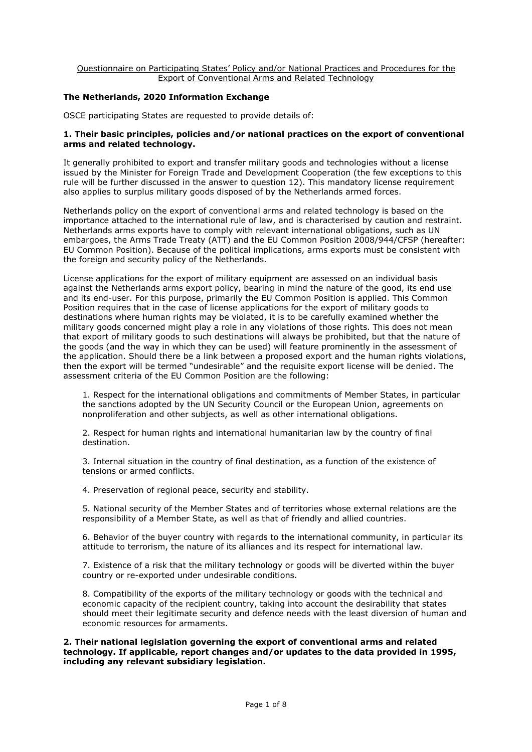Questionnaire on Participating States' Policy and/or National Practices and Procedures for the Export of Conventional Arms and Related Technology

**The Netherlands, 2020 Information Exchange**

OSCE participating States are requested to provide details of:

**1. Their basic principles, policies and/or national practices on the export of conventional arms and related technology.**

It generally prohibited to export and transfer military goods and technologies without a license issued by the Minister for Foreign Trade and Development Cooperation (the few exceptions to this rule will be further discussed in the answer to question 12). This mandatory license requirement also applies to surplus military goods disposed of by the Netherlands armed forces.

Netherlands policy on the export of conventional arms and related technology is based on the importance attached to the international rule of law, and is characterised by caution and restraint. Netherlands arms exports have to comply with relevant international obligations, such as UN embargoes, the Arms Trade Treaty (ATT) and the EU Common Position 2008/944/CFSP (hereafter: EU Common Position). Because of the political implications, arms exports must be consistent with the foreign and security policy of the Netherlands.

License applications for the export of military equipment are assessed on an individual basis against the Netherlands arms export policy, bearing in mind the nature of the good, its end use and its end-user. For this purpose, primarily the EU Common Position is applied. This Common Position requires that in the case of license applications for the export of military goods to destinations where human rights may be violated, it is to be carefully examined whether the military goods concerned might play a role in any violations of those rights. This does not mean that export of military goods to such destinations will always be prohibited, but that the nature of the goods (and the way in which they can be used) will feature prominently in the assessment of the application. Should there be a link between a proposed export and the human rights violations, then the export will be termed "undesirable" and the requisite export license will be denied. The assessment criteria of the EU Common Position are the following:

1. Respect for the international obligations and commitments of Member States, in particular the sanctions adopted by the UN Security Council or the European Union, agreements on nonproliferation and other subjects, as well as other international obligations.

2. Respect for human rights and international humanitarian law by the country of final destination.

3. Internal situation in the country of final destination, as a function of the existence of tensions or armed conflicts.

4. Preservation of regional peace, security and stability.

5. National security of the Member States and of territories whose external relations are the responsibility of a Member State, as well as that of friendly and allied countries.

6. Behavior of the buyer country with regards to the international community, in particular its attitude to terrorism, the nature of its alliances and its respect for international law.

7. Existence of a risk that the military technology or goods will be diverted within the buyer country or re-exported under undesirable conditions.

8. Compatibility of the exports of the military technology or goods with the technical and economic capacity of the recipient country, taking into account the desirability that states should meet their legitimate security and defence needs with the least diversion of human and economic resources for armaments.

**2. Their national legislation governing the export of conventional arms and related technology. If applicable, report changes and/or updates to the data provided in 1995, including any relevant subsidiary legislation.**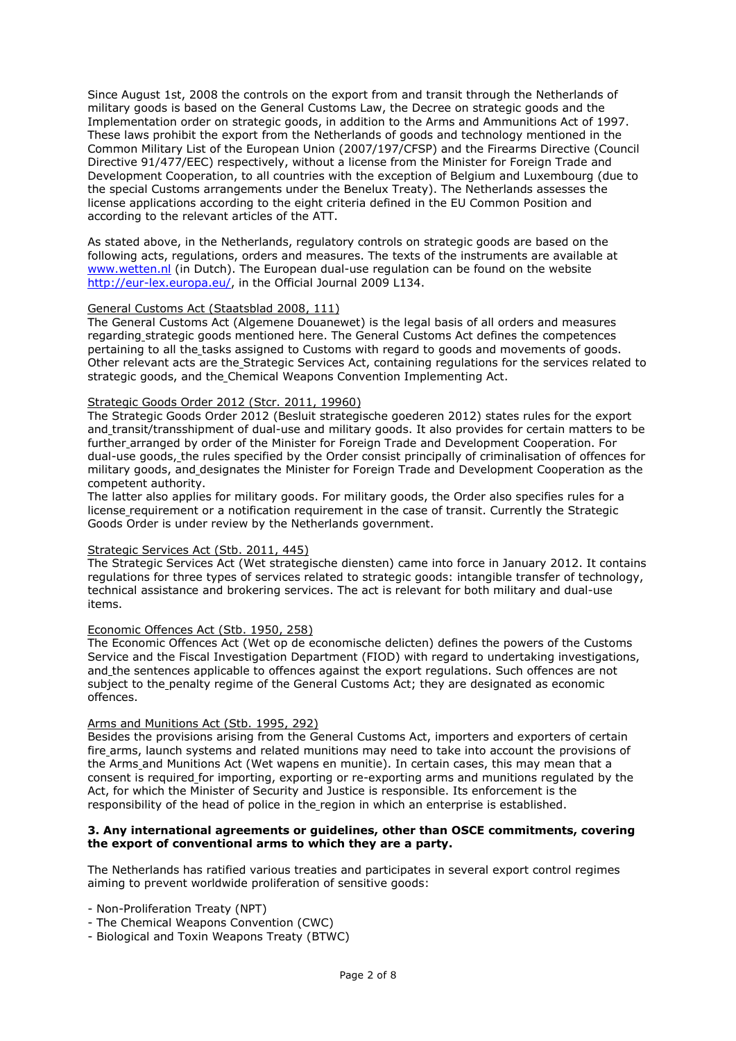Since August 1st, 2008 the controls on the export from and transit through the Netherlands of military goods is based on the General Customs Law, the Decree on strategic goods and the Implementation order on strategic goods, in addition to the Arms and Ammunitions Act of 1997. These laws prohibit the export from the Netherlands of goods and technology mentioned in the Common Military List of the European Union (2007/197/CFSP) and the Firearms Directive (Council Directive 91/477/EEC) respectively, without a license from the Minister for Foreign Trade and Development Cooperation, to all countries with the exception of Belgium and Luxembourg (due to the special Customs arrangements under the Benelux Treaty). The Netherlands assesses the license applications according to the eight criteria defined in the EU Common Position and according to the relevant articles of the ATT.

As stated above, in the Netherlands, regulatory controls on strategic goods are based on the following acts, regulations, orders and measures. The texts of the instruments are available at [www.wetten.nl](http://www.wetten.nl) (in Dutch). The European dual-use regulation can be found on the website [http://eur-lex.europa.eu/](http://eur-lex.europa.eu/), in the Official Journal 2009 L134.

General Customs Act (Staatsblad 2008, 111)
The General Customs Act (Algemene Douanewet) is the legal basis of all orders and measures regarding strategic goods mentioned here. The General Customs Act defines the competences pertaining to all the tasks assigned to Customs with regard to goods and movements of goods. Other relevant acts are the Strategic Services Act, containing regulations for the services related to strategic goods, and the Chemical Weapons Convention Implementing Act.

Strategic Goods Order 2012 (Stcr. 2011, 19960)
The Strategic Goods Order 2012 (Besluit strategische goederen 2012) states rules for the export and transit/transshipment of dual-use and military goods. It also provides for certain matters to be further arranged by order of the Minister for Foreign Trade and Development Cooperation. For dual-use goods, the rules specified by the Order consist principally of criminalisation of offences for military goods, and designates the Minister for Foreign Trade and Development Cooperation as the competent authority.
The latter also applies for military goods. For military goods, the Order also specifies rules for a license requirement or a notification requirement in the case of transit. Currently the Strategic Goods Order is under review by the Netherlands government.

Strategic Services Act (Stb. 2011, 445)
The Strategic Services Act (Wet strategische diensten) came into force in January 2012. It contains regulations for three types of services related to strategic goods: intangible transfer of technology, technical assistance and brokering services. The act is relevant for both military and dual-use items.

Economic Offences Act (Stb. 1950, 258)
The Economic Offences Act (Wet op de economische delicten) defines the powers of the Customs Service and the Fiscal Investigation Department (FIOD) with regard to undertaking investigations, and the sentences applicable to offences against the export regulations. Such offences are not subject to the penalty regime of the General Customs Act; they are designated as economic offences.

Arms and Munitions Act (Stb. 1995, 292)
Besides the provisions arising from the General Customs Act, importers and exporters of certain fire arms, launch systems and related munitions may need to take into account the provisions of the Arms and Munitions Act (Wet wapens en munitie). In certain cases, this may mean that a consent is required for importing, exporting or re-exporting arms and munitions regulated by the Act, for which the Minister of Security and Justice is responsible. Its enforcement is the responsibility of the head of police in the region in which an enterprise is established.

**3. Any international agreements or guidelines, other than OSCE commitments, covering the export of conventional arms to which they are a party.**

The Netherlands has ratified various treaties and participates in several export control regimes aiming to prevent worldwide proliferation of sensitive goods:

- Non-Proliferation Treaty (NPT)
- The Chemical Weapons Convention (CWC)
- Biological and Toxin Weapons Treaty (BTWC)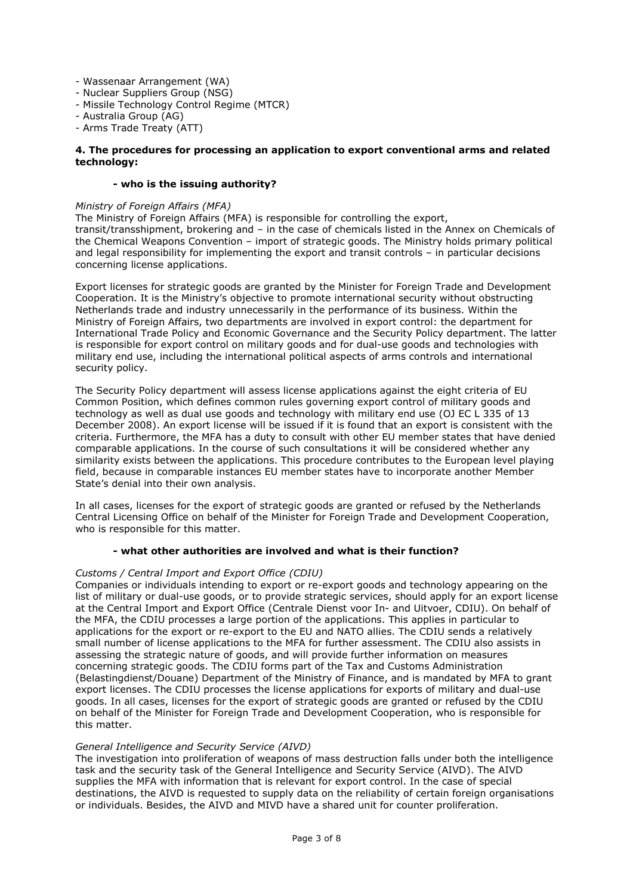- Wassenaar Arrangement (WA)
- Nuclear Suppliers Group (NSG)
- Missile Technology Control Regime (MTCR)
- Australia Group (AG)
- Arms Trade Treaty (ATT)

**4. The procedures for processing an application to export conventional arms and related technology:**

**- who is the issuing authority?**

*Ministry of Foreign Affairs (MFA)*

The Ministry of Foreign Affairs (MFA) is responsible for controlling the export, transit/transshipment, brokering and – in the case of chemicals listed in the Annex on Chemicals of the Chemical Weapons Convention – import of strategic goods. The Ministry holds primary political and legal responsibility for implementing the export and transit controls – in particular decisions concerning license applications.

Export licenses for strategic goods are granted by the Minister for Foreign Trade and Development Cooperation. It is the Ministry's objective to promote international security without obstructing Netherlands trade and industry unnecessarily in the performance of its business. Within the Ministry of Foreign Affairs, two departments are involved in export control: the department for International Trade Policy and Economic Governance and the Security Policy department. The latter is responsible for export control on military goods and for dual-use goods and technologies with military end use, including the international political aspects of arms controls and international security policy.

The Security Policy department will assess license applications against the eight criteria of EU Common Position, which defines common rules governing export control of military goods and technology as well as dual use goods and technology with military end use (OJ EC L 335 of 13 December 2008). An export license will be issued if it is found that an export is consistent with the criteria. Furthermore, the MFA has a duty to consult with other EU member states that have denied comparable applications. In the course of such consultations it will be considered whether any similarity exists between the applications. This procedure contributes to the European level playing field, because in comparable instances EU member states have to incorporate another Member State's denial into their own analysis.

In all cases, licenses for the export of strategic goods are granted or refused by the Netherlands Central Licensing Office on behalf of the Minister for Foreign Trade and Development Cooperation, who is responsible for this matter.

**- what other authorities are involved and what is their function?**

*Customs / Central Import and Export Office (CDIU)*

Companies or individuals intending to export or re-export goods and technology appearing on the list of military or dual-use goods, or to provide strategic services, should apply for an export license at the Central Import and Export Office (Centrale Dienst voor In- and Uitvoer, CDIU). On behalf of the MFA, the CDIU processes a large portion of the applications. This applies in particular to applications for the export or re-export to the EU and NATO allies. The CDIU sends a relatively small number of license applications to the MFA for further assessment. The CDIU also assists in assessing the strategic nature of goods, and will provide further information on measures concerning strategic goods. The CDIU forms part of the Tax and Customs Administration (Belastingdienst/Douane) Department of the Ministry of Finance, and is mandated by MFA to grant export licenses. The CDIU processes the license applications for exports of military and dual-use goods. In all cases, licenses for the export of strategic goods are granted or refused by the CDIU on behalf of the Minister for Foreign Trade and Development Cooperation, who is responsible for this matter.

*General Intelligence and Security Service (AIVD)*

The investigation into proliferation of weapons of mass destruction falls under both the intelligence task and the security task of the General Intelligence and Security Service (AIVD). The AIVD supplies the MFA with information that is relevant for export control. In the case of special destinations, the AIVD is requested to supply data on the reliability of certain foreign organisations or individuals. Besides, the AIVD and MIVD have a shared unit for counter proliferation.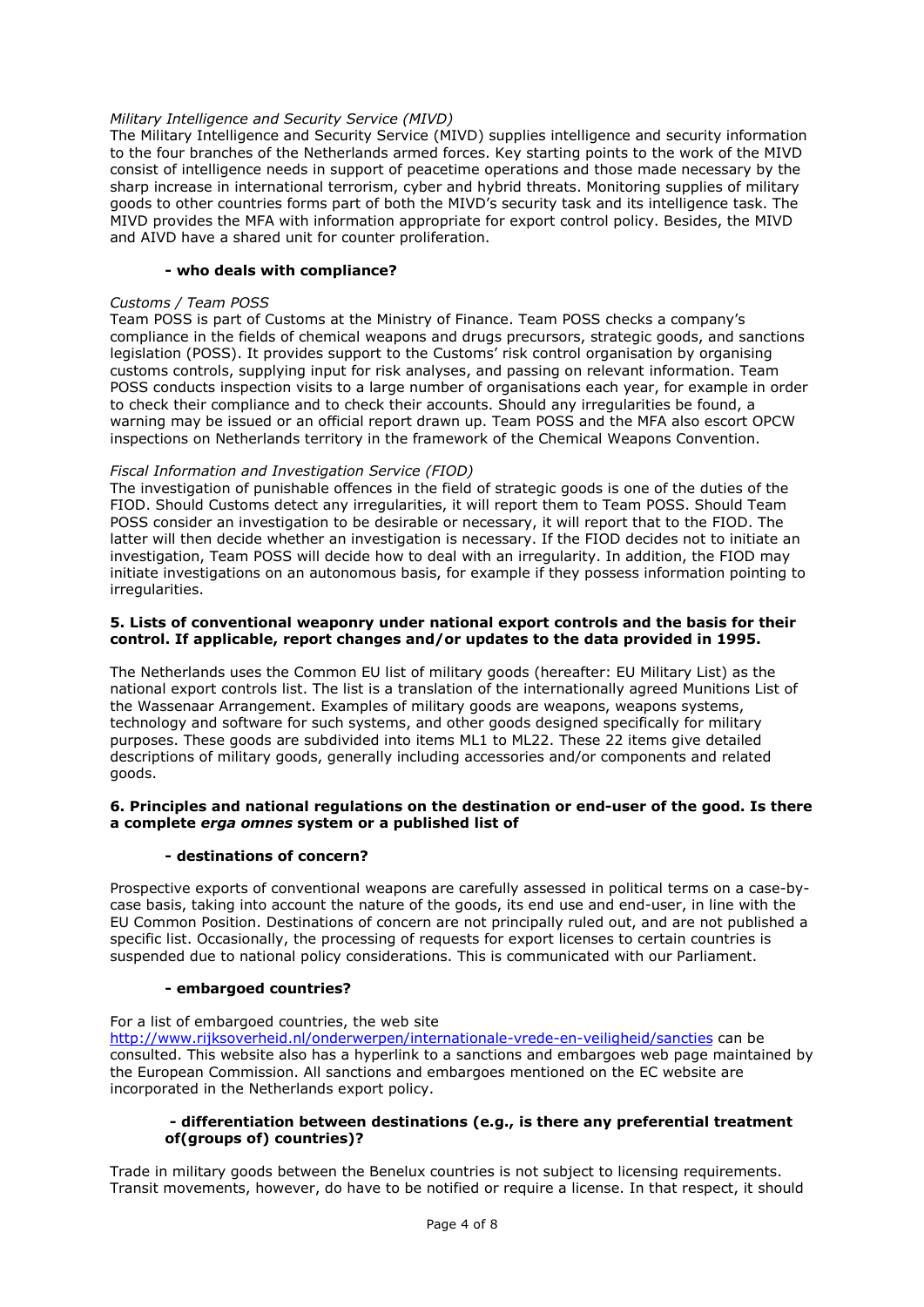*Military Intelligence and Security Service (MIVD)*
The Military Intelligence and Security Service (MIVD) supplies intelligence and security information to the four branches of the Netherlands armed forces. Key starting points to the work of the MIVD consist of intelligence needs in support of peacetime operations and those made necessary by the sharp increase in international terrorism, cyber and hybrid threats. Monitoring supplies of military goods to other countries forms part of both the MIVD's security task and its intelligence task. The MIVD provides the MFA with information appropriate for export control policy. Besides, the MIVD and AIVD have a shared unit for counter proliferation.

**- who deals with compliance?**

*Customs / Team POSS*
Team POSS is part of Customs at the Ministry of Finance. Team POSS checks a company's compliance in the fields of chemical weapons and drugs precursors, strategic goods, and sanctions legislation (POSS). It provides support to the Customs' risk control organisation by organising customs controls, supplying input for risk analyses, and passing on relevant information. Team POSS conducts inspection visits to a large number of organisations each year, for example in order to check their compliance and to check their accounts. Should any irregularities be found, a warning may be issued or an official report drawn up. Team POSS and the MFA also escort OPCW inspections on Netherlands territory in the framework of the Chemical Weapons Convention.

*Fiscal Information and Investigation Service (FIOD)*
The investigation of punishable offences in the field of strategic goods is one of the duties of the FIOD. Should Customs detect any irregularities, it will report them to Team POSS. Should Team POSS consider an investigation to be desirable or necessary, it will report that to the FIOD. The latter will then decide whether an investigation is necessary. If the FIOD decides not to initiate an investigation, Team POSS will decide how to deal with an irregularity. In addition, the FIOD may initiate investigations on an autonomous basis, for example if they possess information pointing to irregularities.

**5. Lists of conventional weaponry under national export controls and the basis for their control. If applicable, report changes and/or updates to the data provided in 1995.**

The Netherlands uses the Common EU list of military goods (hereafter: EU Military List) as the national export controls list. The list is a translation of the internationally agreed Munitions List of the Wassenaar Arrangement. Examples of military goods are weapons, weapons systems, technology and software for such systems, and other goods designed specifically for military purposes. These goods are subdivided into items ML1 to ML22. These 22 items give detailed descriptions of military goods, generally including accessories and/or components and related goods.

**6. Principles and national regulations on the destination or end-user of the good. Is there a complete *erga omnes* system or a published list of**

**- destinations of concern?**

Prospective exports of conventional weapons are carefully assessed in political terms on a case-by-case basis, taking into account the nature of the goods, its end use and end-user, in line with the EU Common Position. Destinations of concern are not principally ruled out, and are not published a specific list. Occasionally, the processing of requests for export licenses to certain countries is suspended due to national policy considerations. This is communicated with our Parliament.

**- embargoed countries?**

For a list of embargoed countries, the web site http://www.rijksoverheid.nl/onderwerpen/internationale-vrede-en-veiligheid/sancties can be consulted. This website also has a hyperlink to a sanctions and embargoes web page maintained by the European Commission. All sanctions and embargoes mentioned on the EC website are incorporated in the Netherlands export policy.

**- differentiation between destinations (e.g., is there any preferential treatment of(groups of) countries)?**

Trade in military goods between the Benelux countries is not subject to licensing requirements. Transit movements, however, do have to be notified or require a license. In that respect, it should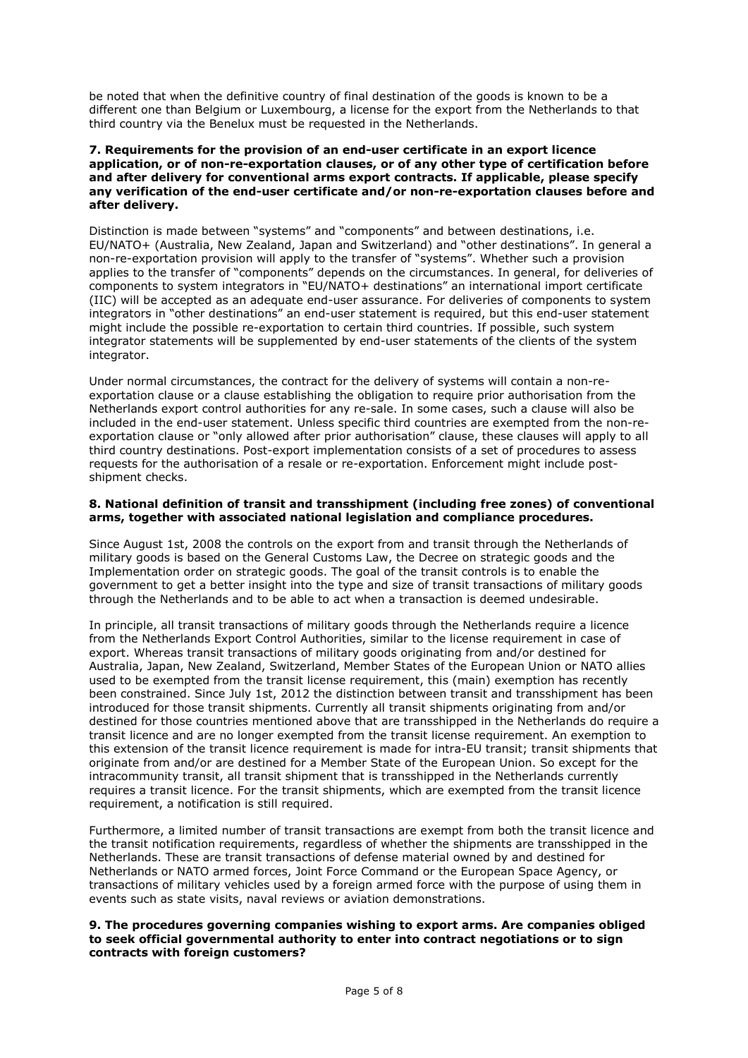be noted that when the definitive country of final destination of the goods is known to be a different one than Belgium or Luxembourg, a license for the export from the Netherlands to that third country via the Benelux must be requested in the Netherlands.

**7. Requirements for the provision of an end-user certificate in an export licence application, or of non-re-exportation clauses, or of any other type of certification before and after delivery for conventional arms export contracts. If applicable, please specify any verification of the end-user certificate and/or non-re-exportation clauses before and after delivery.**

Distinction is made between "systems" and "components" and between destinations, i.e. EU/NATO+ (Australia, New Zealand, Japan and Switzerland) and "other destinations". In general a non-re-exportation provision will apply to the transfer of "systems". Whether such a provision applies to the transfer of "components" depends on the circumstances. In general, for deliveries of components to system integrators in "EU/NATO+ destinations" an international import certificate (IIC) will be accepted as an adequate end-user assurance. For deliveries of components to system integrators in "other destinations" an end-user statement is required, but this end-user statement might include the possible re-exportation to certain third countries. If possible, such system integrator statements will be supplemented by end-user statements of the clients of the system integrator.

Under normal circumstances, the contract for the delivery of systems will contain a non-re-exportation clause or a clause establishing the obligation to require prior authorisation from the Netherlands export control authorities for any re-sale. In some cases, such a clause will also be included in the end-user statement. Unless specific third countries are exempted from the non-re-exportation clause or "only allowed after prior authorisation" clause, these clauses will apply to all third country destinations. Post-export implementation consists of a set of procedures to assess requests for the authorisation of a resale or re-exportation. Enforcement might include post-shipment checks.

**8. National definition of transit and transshipment (including free zones) of conventional arms, together with associated national legislation and compliance procedures.**

Since August 1st, 2008 the controls on the export from and transit through the Netherlands of military goods is based on the General Customs Law, the Decree on strategic goods and the Implementation order on strategic goods. The goal of the transit controls is to enable the government to get a better insight into the type and size of transit transactions of military goods through the Netherlands and to be able to act when a transaction is deemed undesirable.

In principle, all transit transactions of military goods through the Netherlands require a licence from the Netherlands Export Control Authorities, similar to the license requirement in case of export. Whereas transit transactions of military goods originating from and/or destined for Australia, Japan, New Zealand, Switzerland, Member States of the European Union or NATO allies used to be exempted from the transit license requirement, this (main) exemption has recently been constrained. Since July 1st, 2012 the distinction between transit and transshipment has been introduced for those transit shipments. Currently all transit shipments originating from and/or destined for those countries mentioned above that are transshipped in the Netherlands do require a transit licence and are no longer exempted from the transit license requirement. An exemption to this extension of the transit licence requirement is made for intra-EU transit; transit shipments that originate from and/or are destined for a Member State of the European Union. So except for the intracommunity transit, all transit shipment that is transshipped in the Netherlands currently requires a transit licence. For the transit shipments, which are exempted from the transit licence requirement, a notification is still required.

Furthermore, a limited number of transit transactions are exempt from both the transit licence and the transit notification requirements, regardless of whether the shipments are transshipped in the Netherlands. These are transit transactions of defense material owned by and destined for Netherlands or NATO armed forces, Joint Force Command or the European Space Agency, or transactions of military vehicles used by a foreign armed force with the purpose of using them in events such as state visits, naval reviews or aviation demonstrations.

**9. The procedures governing companies wishing to export arms. Are companies obliged to seek official governmental authority to enter into contract negotiations or to sign contracts with foreign customers?**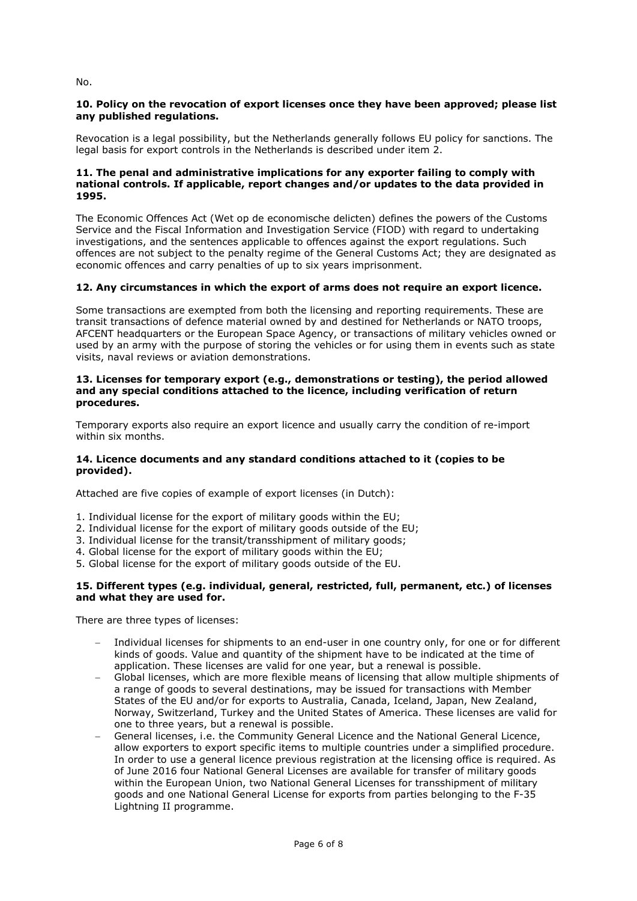No.

**10. Policy on the revocation of export licenses once they have been approved; please list any published regulations.**

Revocation is a legal possibility, but the Netherlands generally follows EU policy for sanctions. The legal basis for export controls in the Netherlands is described under item 2.

**11. The penal and administrative implications for any exporter failing to comply with national controls. If applicable, report changes and/or updates to the data provided in 1995.**

The Economic Offences Act (Wet op de economische delicten) defines the powers of the Customs Service and the Fiscal Information and Investigation Service (FIOD) with regard to undertaking investigations, and the sentences applicable to offences against the export regulations. Such offences are not subject to the penalty regime of the General Customs Act; they are designated as economic offences and carry penalties of up to six years imprisonment.

**12. Any circumstances in which the export of arms does not require an export licence.**

Some transactions are exempted from both the licensing and reporting requirements. These are transit transactions of defence material owned by and destined for Netherlands or NATO troops, AFCENT headquarters or the European Space Agency, or transactions of military vehicles owned or used by an army with the purpose of storing the vehicles or for using them in events such as state visits, naval reviews or aviation demonstrations.

**13. Licenses for temporary export (e.g., demonstrations or testing), the period allowed and any special conditions attached to the licence, including verification of return procedures.**

Temporary exports also require an export licence and usually carry the condition of re-import within six months.

**14. Licence documents and any standard conditions attached to it (copies to be provided).**

Attached are five copies of example of export licenses (in Dutch):

1. Individual license for the export of military goods within the EU;
2. Individual license for the export of military goods outside of the EU;
3. Individual license for the transit/transshipment of military goods;
4. Global license for the export of military goods within the EU;
5. Global license for the export of military goods outside of the EU.

**15. Different types (e.g. individual, general, restricted, full, permanent, etc.) of licenses and what they are used for.**

There are three types of licenses:

- Individual licenses for shipments to an end-user in one country only, for one or for different kinds of goods. Value and quantity of the shipment have to be indicated at the time of application. These licenses are valid for one year, but a renewal is possible.
- Global licenses, which are more flexible means of licensing that allow multiple shipments of a range of goods to several destinations, may be issued for transactions with Member States of the EU and/or for exports to Australia, Canada, Iceland, Japan, New Zealand, Norway, Switzerland, Turkey and the United States of America. These licenses are valid for one to three years, but a renewal is possible.
- General licenses, i.e. the Community General Licence and the National General Licence, allow exporters to export specific items to multiple countries under a simplified procedure. In order to use a general licence previous registration at the licensing office is required. As of June 2016 four National General Licenses are available for transfer of military goods within the European Union, two National General Licenses for transshipment of military goods and one National General License for exports from parties belonging to the F-35 Lightning II programme.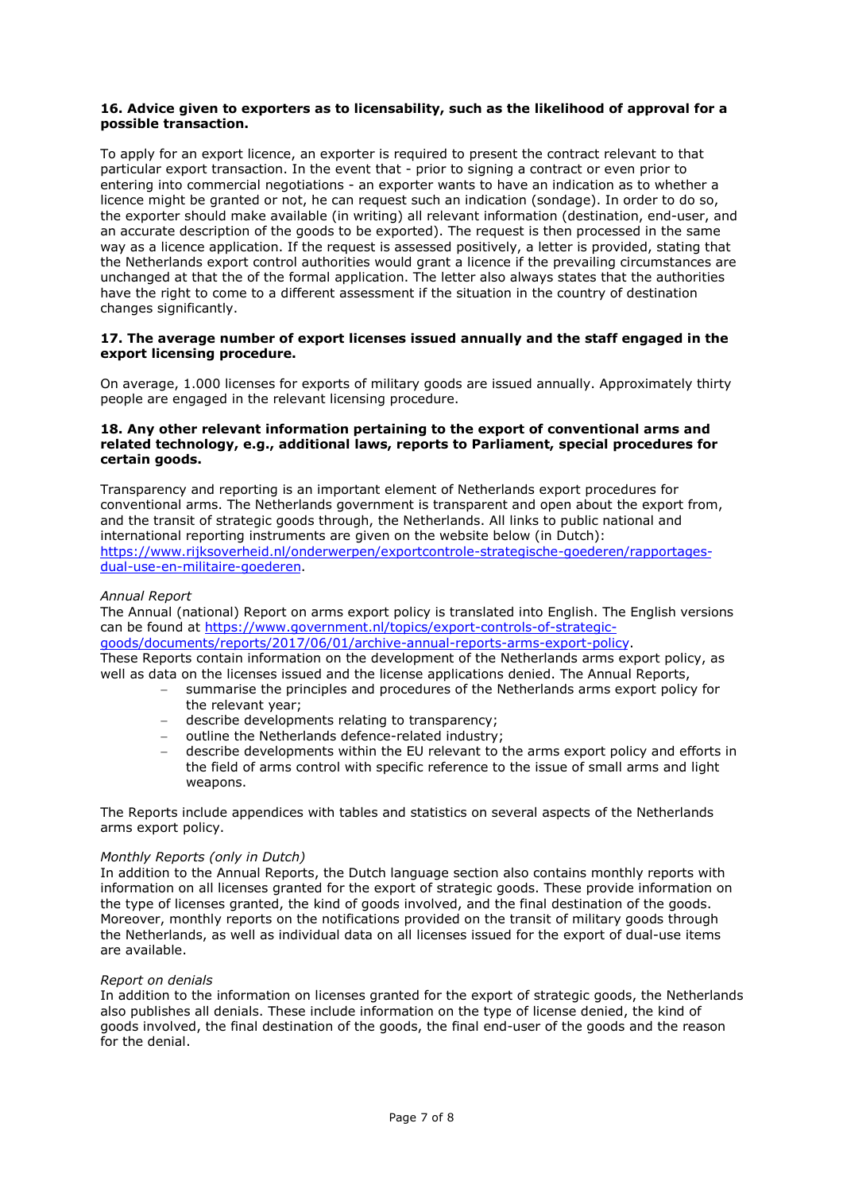**16. Advice given to exporters as to licensability, such as the likelihood of approval for a possible transaction.**

To apply for an export licence, an exporter is required to present the contract relevant to that particular export transaction. In the event that - prior to signing a contract or even prior to entering into commercial negotiations - an exporter wants to have an indication as to whether a licence might be granted or not, he can request such an indication (sondage). In order to do so, the exporter should make available (in writing) all relevant information (destination, end-user, and an accurate description of the goods to be exported). The request is then processed in the same way as a licence application. If the request is assessed positively, a letter is provided, stating that the Netherlands export control authorities would grant a licence if the prevailing circumstances are unchanged at that the of the formal application. The letter also always states that the authorities have the right to come to a different assessment if the situation in the country of destination changes significantly.

**17. The average number of export licenses issued annually and the staff engaged in the export licensing procedure.**

On average, 1.000 licenses for exports of military goods are issued annually. Approximately thirty people are engaged in the relevant licensing procedure.

**18. Any other relevant information pertaining to the export of conventional arms and related technology, e.g., additional laws, reports to Parliament, special procedures for certain goods.**

Transparency and reporting is an important element of Netherlands export procedures for conventional arms. The Netherlands government is transparent and open about the export from, and the transit of strategic goods through, the Netherlands. All links to public national and international reporting instruments are given on the website below (in Dutch):
[https://www.rijksoverheid.nl/onderwerpen/exportcontrole-strategische-goederen/rapportages-dual-use-en-militaire-goederen](https://www.rijksoverheid.nl/onderwerpen/exportcontrole-strategische-goederen/rapportages-dual-use-en-militaire-goederen).

*Annual Report*

The Annual (national) Report on arms export policy is translated into English. The English versions can be found at [https://www.government.nl/topics/export-controls-of-strategic-goods/documents/reports/2017/06/01/archive-annual-reports-arms-export-policy](https://www.government.nl/topics/export-controls-of-strategic-goods/documents/reports/2017/06/01/archive-annual-reports-arms-export-policy).
These Reports contain information on the development of the Netherlands arms export policy, as well as data on the licenses issued and the license applications denied. The Annual Reports,

- summarise the principles and procedures of the Netherlands arms export policy for the relevant year;
- describe developments relating to transparency;
- outline the Netherlands defence-related industry;
- describe developments within the EU relevant to the arms export policy and efforts in the field of arms control with specific reference to the issue of small arms and light weapons.

The Reports include appendices with tables and statistics on several aspects of the Netherlands arms export policy.

*Monthly Reports (only in Dutch)*

In addition to the Annual Reports, the Dutch language section also contains monthly reports with information on all licenses granted for the export of strategic goods. These provide information on the type of licenses granted, the kind of goods involved, and the final destination of the goods. Moreover, monthly reports on the notifications provided on the transit of military goods through the Netherlands, as well as individual data on all licenses issued for the export of dual-use items are available.

*Report on denials*

In addition to the information on licenses granted for the export of strategic goods, the Netherlands also publishes all denials. These include information on the type of license denied, the kind of goods involved, the final destination of the goods, the final end-user of the goods and the reason for the denial.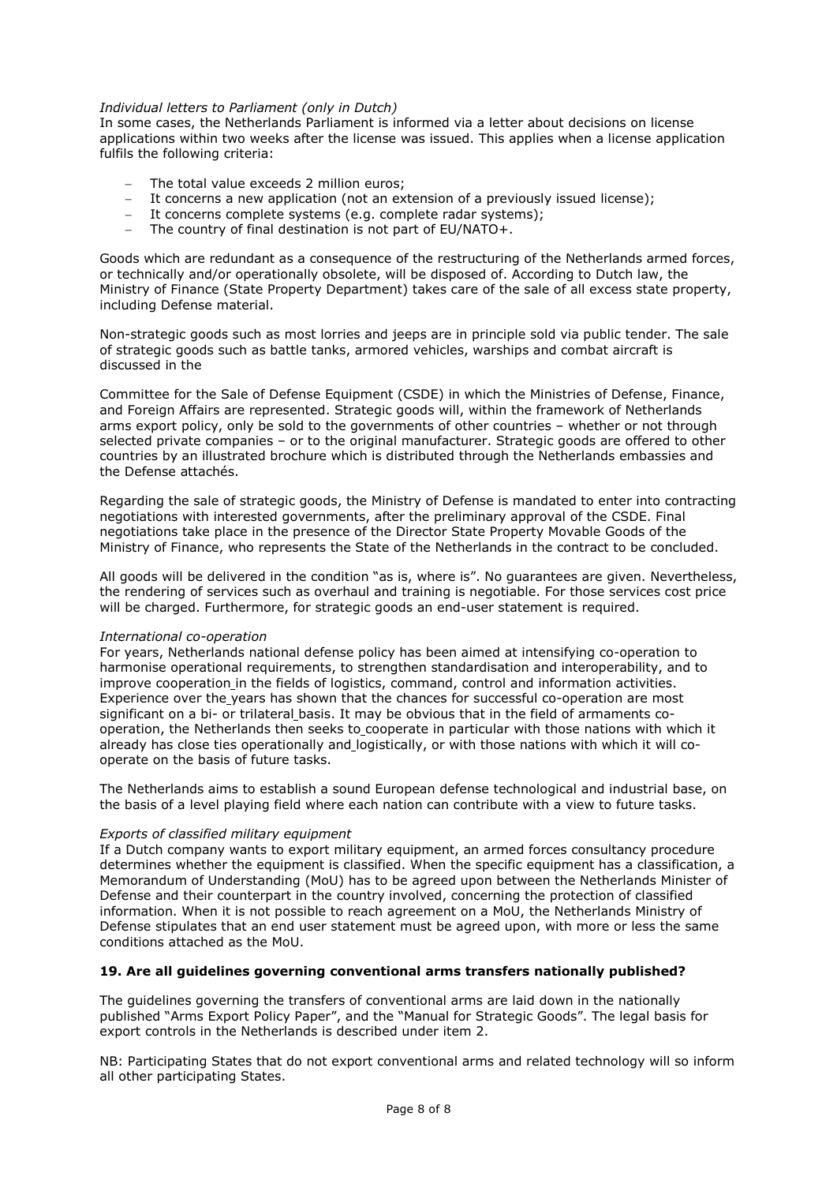*Individual letters to Parliament (only in Dutch)*
In some cases, the Netherlands Parliament is informed via a letter about decisions on license applications within two weeks after the license was issued. This applies when a license application fulfils the following criteria:

- The total value exceeds 2 million euros;
- It concerns a new application (not an extension of a previously issued license);
- It concerns complete systems (e.g. complete radar systems);
- The country of final destination is not part of EU/NATO+.

Goods which are redundant as a consequence of the restructuring of the Netherlands armed forces, or technically and/or operationally obsolete, will be disposed of. According to Dutch law, the Ministry of Finance (State Property Department) takes care of the sale of all excess state property, including Defense material.

Non-strategic goods such as most lorries and jeeps are in principle sold via public tender. The sale of strategic goods such as battle tanks, armored vehicles, warships and combat aircraft is discussed in the

Committee for the Sale of Defense Equipment (CSDE) in which the Ministries of Defense, Finance, and Foreign Affairs are represented. Strategic goods will, within the framework of Netherlands arms export policy, only be sold to the governments of other countries – whether or not through selected private companies – or to the original manufacturer. Strategic goods are offered to other countries by an illustrated brochure which is distributed through the Netherlands embassies and the Defense attachés.

Regarding the sale of strategic goods, the Ministry of Defense is mandated to enter into contracting negotiations with interested governments, after the preliminary approval of the CSDE. Final negotiations take place in the presence of the Director State Property Movable Goods of the Ministry of Finance, who represents the State of the Netherlands in the contract to be concluded.

All goods will be delivered in the condition "as is, where is". No guarantees are given. Nevertheless, the rendering of services such as overhaul and training is negotiable. For those services cost price will be charged. Furthermore, for strategic goods an end-user statement is required.

*International co-operation*
For years, Netherlands national defense policy has been aimed at intensifying co-operation to harmonise operational requirements, to strengthen standardisation and interoperability, and to improve cooperation in the fields of logistics, command, control and information activities. Experience over the years has shown that the chances for successful co-operation are most significant on a bi- or trilateral basis. It may be obvious that in the field of armaments co-operation, the Netherlands then seeks to cooperate in particular with those nations with which it already has close ties operationally and logistically, or with those nations with which it will co-operate on the basis of future tasks.

The Netherlands aims to establish a sound European defense technological and industrial base, on the basis of a level playing field where each nation can contribute with a view to future tasks.

*Exports of classified military equipment*
If a Dutch company wants to export military equipment, an armed forces consultancy procedure determines whether the equipment is classified. When the specific equipment has a classification, a Memorandum of Understanding (MoU) has to be agreed upon between the Netherlands Minister of Defense and their counterpart in the country involved, concerning the protection of classified information. When it is not possible to reach agreement on a MoU, the Netherlands Ministry of Defense stipulates that an end user statement must be agreed upon, with more or less the same conditions attached as the MoU.

**19. Are all guidelines governing conventional arms transfers nationally published?**

The guidelines governing the transfers of conventional arms are laid down in the nationally published "Arms Export Policy Paper", and the "Manual for Strategic Goods". The legal basis for export controls in the Netherlands is described under item 2.

NB: Participating States that do not export conventional arms and related technology will so inform all other participating States.